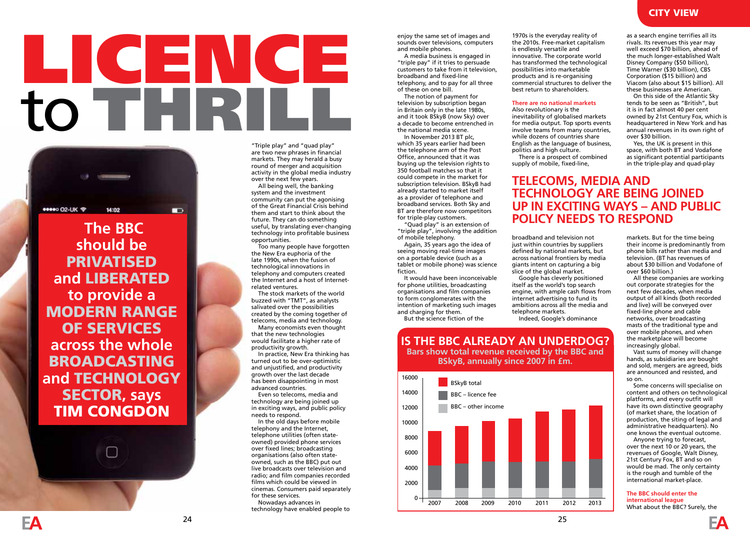# LICENCE to THRILL

**The BBC should be PRIVATISED and LIBERATED to provide a MODERN RANGE OF SERVICES across the whole BROADCASTING and TECHNOLOGY SECTOR, says TIM CONGDON**

"Triple play" and "quad play" are two new phrases in financial markets. They may herald a busy round of merger and acquisition activity in the global media industry over the next few years.

All being well, the banking system and the investment community can put the agonising of the Great Financial Crisis behind them and start to think about the future. They can do something useful, by translating ever-changing technology into profitable business opportunities.

Too many people have forgotten the New Era euphoria of the late 1990s, when the fusion of technological innovations in telephony and computers created the Internet and a host of Internet-related ventures.

The stock markets of the world buzzed with "TMT", as analysts salivated over the possibilities created by the coming together of telecoms, media and technology.

Many economists even thought that the new technologies would facilitate a higher rate of productivity growth.

In practice, New Era thinking has turned out to be over-optimistic and unjustified, and productivity growth over the last decade has been disappointing in most advanced countries.

Even so telecoms, media and technology are being joined up in exciting ways, and public policy needs to respond.

In the old days before mobile telephony and the Internet, telephone utilities (often state-owned) provided phone services over fixed lines; broadcasting organisations (also often state-owned, such as the BBC) put out live broadcasts over television and radio; and film companies recorded films which could be viewed in cinemas. Consumers paid separately for these services.

Nowadays advances in technology have enabled people to enjoy the same set of images and sounds over televisions, computers and mobile phones.

A media business is engaged in "triple pay" if it tries to persuade customers to take from it television, broadband and fixed-line telephony, and to pay for all three of these on one bill.

The notion of payment for television by subscription began in Britain only in the late 1980s, and it took BSkyB (now Sky) over a decade to become entrenched in the national media scene.

In November 2013 BT plc, which 35 years earlier had been the telephone arm of the Post Office, announced that it was buying up the television rights to 350 football matches so that it could compete in the market for subscription television. BSkyB had already started to market itself as a provider of telephone and broadband services. Both Sky and BT are therefore now competitors for triple-play customers.

"Quad play" is an extension of "triple play", involving the addition of mobile telephony.

Again, 35 years ago the idea of seeing moving real-time images on a portable device (such as a tablet or mobile phone) was science fiction.

It would have been inconceivable for phone utilities, broadcasting organisations and film companies to form conglomerates with the intention of marketing such images and charging for them.

But the science fiction of the 1970s is the everyday reality of the 2010s. Free-market capitalism is endlessly versatile and innovative. The corporate world has transformed the technological possibilities into marketable products and is re-organising commercial structures to deliver the best return to shareholders.

### There are no national markets

Also revolutionary is the inevitability of globalised markets for media output. Top sports events involve teams from many countries, while dozens of countries share English as the language of business, politics and high culture.

There is a prospect of combined supply of mobile, fixed-line, broadband and television not just within countries by suppliers defined by national markets, but across national frontiers by media giants intent on capturing a big slice of the global market.

Google has cleverly positioned itself as the world's top search engine, with ample cash flows from internet advertising to fund its ambitions across all the media and telephone markets.

Indeed, Google's dominance as a search engine terrifies all its rivals. Its revenues this year may well exceed $70 billion, ahead of the much longer-established Walt Disney Company ($50 billion), Time Warner ($30 billion), CBS Corporation ($15 billion) and Viacom (also about $15 billion). All these businesses are American.

On this side of the Atlantic Sky tends to be seen as "British", but it is in fact almost 40 per cent owned by 21st Century Fox, which is headquartered in New York and has annual revenues in its own right of over $30 billion.

Yes, the UK is present in this space, with both BT and Vodafone as significant potential participants in the triple-play and quad-play markets. But for the time being their income is predominantly from phone bills rather than media and television. (BT has revenues of about $30 billion and Vodafone of over $60 billion.)

## TELECOMS, MEDIA AND TECHNOLOGY ARE BEING JOINED UP IN EXCITING WAYS – AND PUBLIC POLICY NEEDS TO RESPOND

All these companies are working out corporate strategies for the next few decades, when media output of all kinds (both recorded and live) will be conveyed over fixed-line phone and cable networks, over broadcasting masts of the traditional type and over mobile phones, and when the marketplace will become increasingly global.

Vast sums of money will change hands, as subsidiaries are bought and sold, mergers are agreed, bids are announced and resisted, and so on.

Some concerns will specialise on content and others on technological platforms, and every outfit will have its own distinctive geography (of market share, the location of production, the siting of legal and administrative headquarters). No one knows the eventual outcome.

Anyone trying to forecast, over the next 10 or 20 years, the revenues of Google, Walt Disney, 21st Century Fox, BT and so on would be mad. The only certainty is the rough and tumble of the international market-place.

### The BBC should enter the international league

What about the BBC? Surely, the

## IS THE BBC ALREADY AN UNDERDOG?

**Bars show total revenue received by the BBC and BSkyB, annually since 2007 in £m.**

Chart legend: BSkyB total; BBC – licence fee; BBC – other income. Y-axis: 0–16000. X-axis: 2007, 2008, 2009, 2010, 2011, 2012, 2013.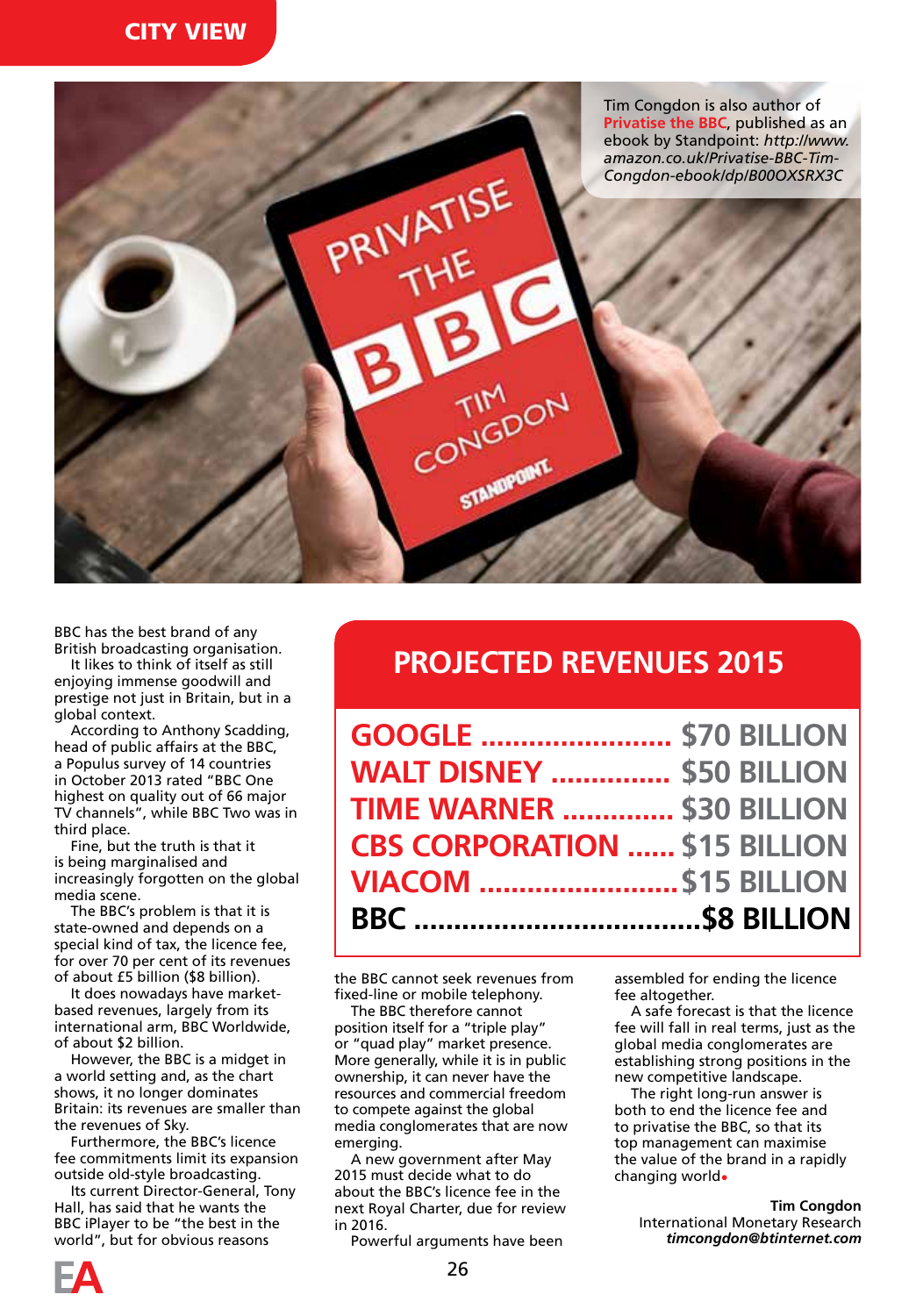Tim Congdon is also author of **Privatise the BBC**, published as an ebook by Standpoint: *http://www.amazon.co.uk/Privatise-BBC-Tim-Congdon-ebook/dp/B00OXSRX3C*

BBC has the best brand of any British broadcasting organisation.

It likes to think of itself as still enjoying immense goodwill and prestige not just in Britain, but in a global context.

According to Anthony Scadding, head of public affairs at the BBC, a Populus survey of 14 countries in October 2013 rated "BBC One highest on quality out of 66 major TV channels", while BBC Two was in third place.

Fine, but the truth is that it is being marginalised and increasingly forgotten on the global media scene.

The BBC's problem is that it is state-owned and depends on a special kind of tax, the licence fee, for over 70 per cent of its revenues of about £5 billion ($8 billion).

It does nowadays have market-based revenues, largely from its international arm, BBC Worldwide, of about $2 billion.

However, the BBC is a midget in a world setting and, as the chart shows, it no longer dominates Britain: its revenues are smaller than the revenues of Sky.

Furthermore, the BBC's licence fee commitments limit its expansion outside old-style broadcasting.

Its current Director-General, Tony Hall, has said that he wants the BBC iPlayer to be "the best in the world", but for obvious reasons the BBC cannot seek revenues from fixed-line or mobile telephony.

## PROJECTED REVENUES 2015

| | |
|---|---|
| GOOGLE | $70 BILLION |
| WALT DISNEY | $50 BILLION |
| TIME WARNER | $30 BILLION |
| CBS CORPORATION | $15 BILLION |
| VIACOM | $15 BILLION |
| **BBC** | **$8 BILLION** |

The BBC therefore cannot position itself for a "triple play" or "quad play" market presence. More generally, while it is in public ownership, it can never have the resources and commercial freedom to compete against the global media conglomerates that are now emerging.

A new government after May 2015 must decide what to do about the BBC's licence fee in the next Royal Charter, due for review in 2016.

Powerful arguments have been assembled for ending the licence fee altogether.

A safe forecast is that the licence fee will fall in real terms, just as the global media conglomerates are establishing strong positions in the new competitive landscape.

The right long-run answer is both to end the licence fee and to privatise the BBC, so that its top management can maximise the value of the brand in a rapidly changing world.

**Tim Congdon**
International Monetary Research
***timcongdon@btinternet.com***